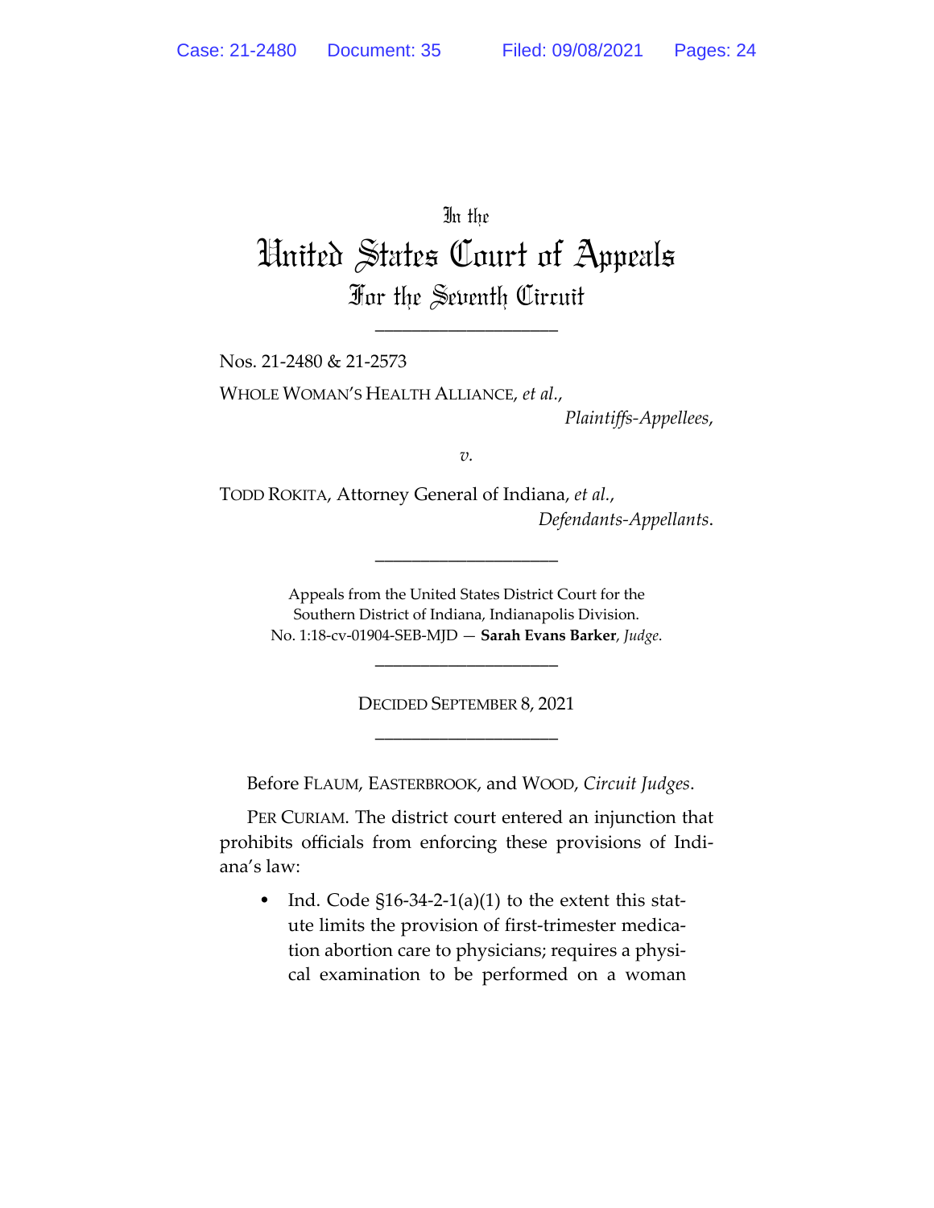In the

# United States Court of Appeals

## For the Seventh Circuit

---

Nos. 21-2480 & 21-2573

WHOLE WOMAN'S HEALTH ALLIANCE, *et al.*,

*Plaintiffs-Appellees*,

*v.*

TODD ROKITA, Attorney General of Indiana, *et al.*,

*Defendants-Appellants*.

---

Appeals from the United States District Court for the Southern District of Indiana, Indianapolis Division.
No. 1:18-cv-01904-SEB-MJD — **Sarah Evans Barker**, *Judge*.

---

DECIDED SEPTEMBER 8, 2021

---

Before FLAUM, EASTERBROOK, and WOOD, *Circuit Judges*.

PER CURIAM. The district court entered an injunction that prohibits officials from enforcing these provisions of Indiana's law:

- Ind. Code §16-34-2-1(a)(1) to the extent this statute limits the provision of first-trimester medication abortion care to physicians; requires a physical examination to be performed on a woman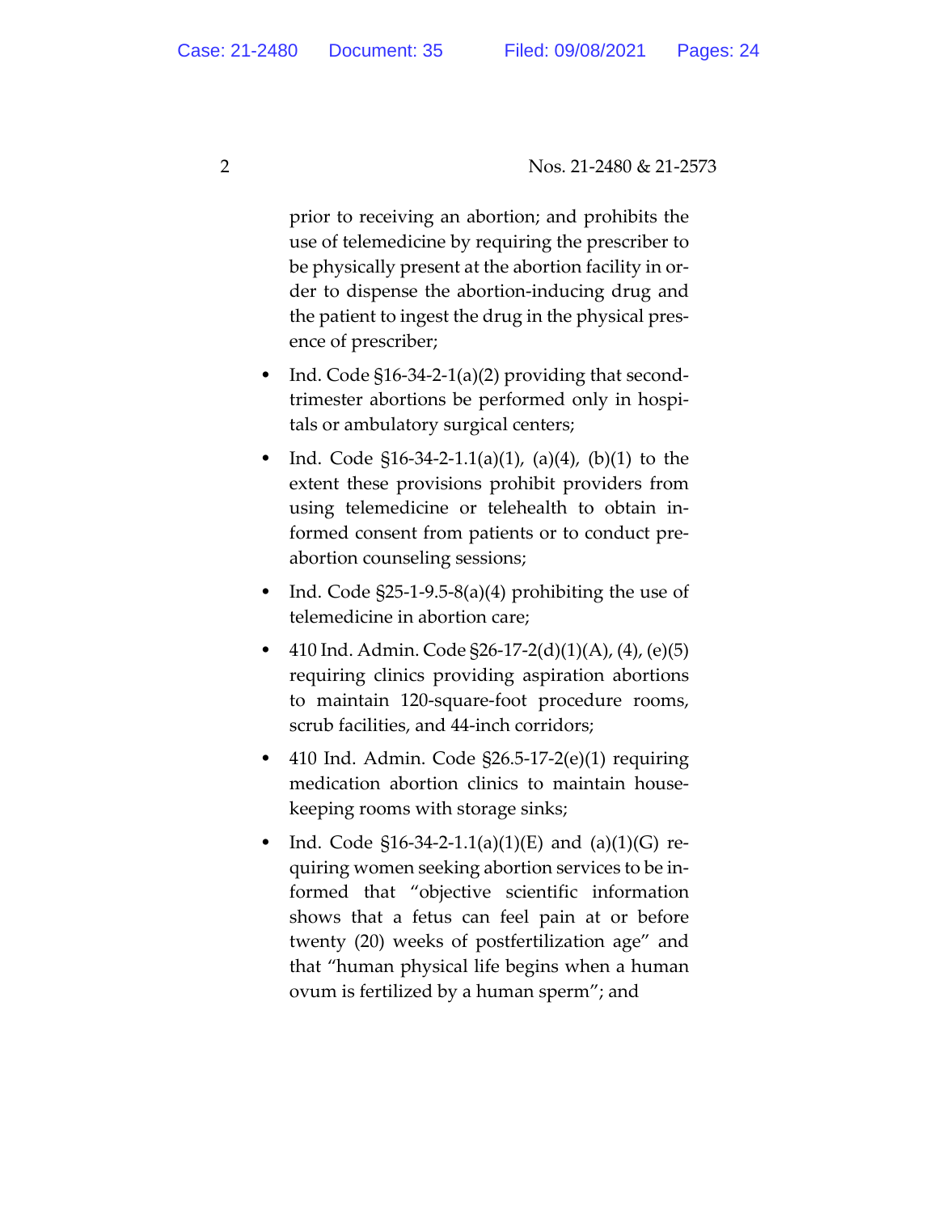prior to receiving an abortion; and prohibits the use of telemedicine by requiring the prescriber to be physically present at the abortion facility in order to dispense the abortion-inducing drug and the patient to ingest the drug in the physical presence of prescriber;

- Ind. Code §16-34-2-1(a)(2) providing that second-trimester abortions be performed only in hospitals or ambulatory surgical centers;
- Ind. Code §16-34-2-1.1(a)(1), (a)(4), (b)(1) to the extent these provisions prohibit providers from using telemedicine or telehealth to obtain informed consent from patients or to conduct pre-abortion counseling sessions;
- Ind. Code §25-1-9.5-8(a)(4) prohibiting the use of telemedicine in abortion care;
- 410 Ind. Admin. Code §26-17-2(d)(1)(A), (4), (e)(5) requiring clinics providing aspiration abortions to maintain 120-square-foot procedure rooms, scrub facilities, and 44-inch corridors;
- 410 Ind. Admin. Code §26.5-17-2(e)(1) requiring medication abortion clinics to maintain housekeeping rooms with storage sinks;
- Ind. Code §16-34-2-1.1(a)(1)(E) and (a)(1)(G) requiring women seeking abortion services to be informed that "objective scientific information shows that a fetus can feel pain at or before twenty (20) weeks of postfertilization age" and that "human physical life begins when a human ovum is fertilized by a human sperm"; and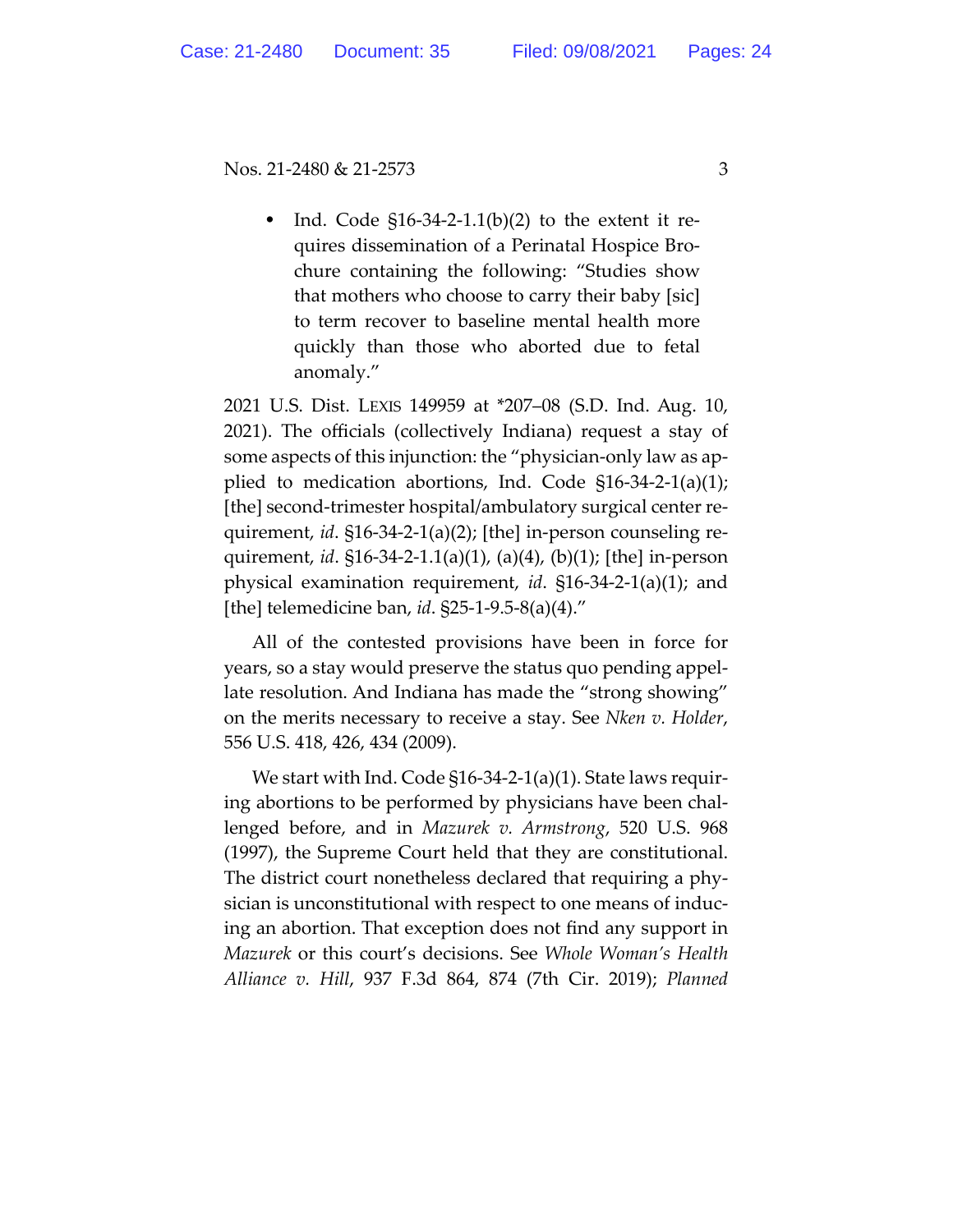- Ind. Code §16-34-2-1.1(b)(2) to the extent it requires dissemination of a Perinatal Hospice Brochure containing the following: "Studies show that mothers who choose to carry their baby [sic] to term recover to baseline mental health more quickly than those who aborted due to fetal anomaly."

2021 U.S. Dist. LEXIS 149959 at *207–08 (S.D. Ind. Aug. 10, 2021). The officials (collectively Indiana) request a stay of some aspects of this injunction: the "physician-only law as applied to medication abortions, Ind. Code §16-34-2-1(a)(1); [the] second-trimester hospital/ambulatory surgical center requirement, *id*. §16-34-2-1(a)(2); [the] in-person counseling requirement, *id*. §16-34-2-1.1(a)(1), (a)(4), (b)(1); [the] in-person physical examination requirement, *id*. §16-34-2-1(a)(1); and [the] telemedicine ban, *id*. §25-1-9.5-8(a)(4)."

All of the contested provisions have been in force for years, so a stay would preserve the status quo pending appellate resolution. And Indiana has made the "strong showing" on the merits necessary to receive a stay. See *Nken v. Holder*, 556 U.S. 418, 426, 434 (2009).

We start with Ind. Code §16-34-2-1(a)(1). State laws requiring abortions to be performed by physicians have been challenged before, and in *Mazurek v. Armstrong*, 520 U.S. 968 (1997), the Supreme Court held that they are constitutional. The district court nonetheless declared that requiring a physician is unconstitutional with respect to one means of inducing an abortion. That exception does not find any support in *Mazurek* or this court's decisions. See *Whole Woman's Health Alliance v. Hill*, 937 F.3d 864, 874 (7th Cir. 2019); *Planned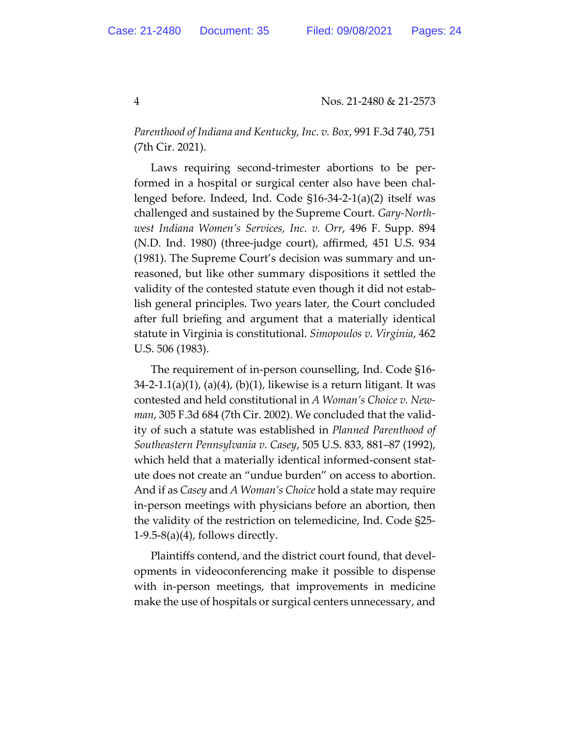*Parenthood of Indiana and Kentucky, Inc. v. Box*, 991 F.3d 740, 751 (7th Cir. 2021).

Laws requiring second-trimester abortions to be performed in a hospital or surgical center also have been challenged before. Indeed, Ind. Code §16-34-2-1(a)(2) itself was challenged and sustained by the Supreme Court. *Gary-Northwest Indiana Women's Services, Inc. v. Orr*, 496 F. Supp. 894 (N.D. Ind. 1980) (three-judge court), affirmed, 451 U.S. 934 (1981). The Supreme Court's decision was summary and unreasoned, but like other summary dispositions it settled the validity of the contested statute even though it did not establish general principles. Two years later, the Court concluded after full briefing and argument that a materially identical statute in Virginia is constitutional. *Simopoulos v. Virginia*, 462 U.S. 506 (1983).

The requirement of in-person counselling, Ind. Code §16-34-2-1.1(a)(1), (a)(4), (b)(1), likewise is a return litigant. It was contested and held constitutional in *A Woman's Choice v. Newman*, 305 F.3d 684 (7th Cir. 2002). We concluded that the validity of such a statute was established in *Planned Parenthood of Southeastern Pennsylvania v. Casey*, 505 U.S. 833, 881–87 (1992), which held that a materially identical informed-consent statute does not create an "undue burden" on access to abortion. And if as *Casey* and *A Woman's Choice* hold a state may require in-person meetings with physicians before an abortion, then the validity of the restriction on telemedicine, Ind. Code §25-1-9.5-8(a)(4), follows directly.

Plaintiffs contend, and the district court found, that developments in videoconferencing make it possible to dispense with in-person meetings, that improvements in medicine make the use of hospitals or surgical centers unnecessary, and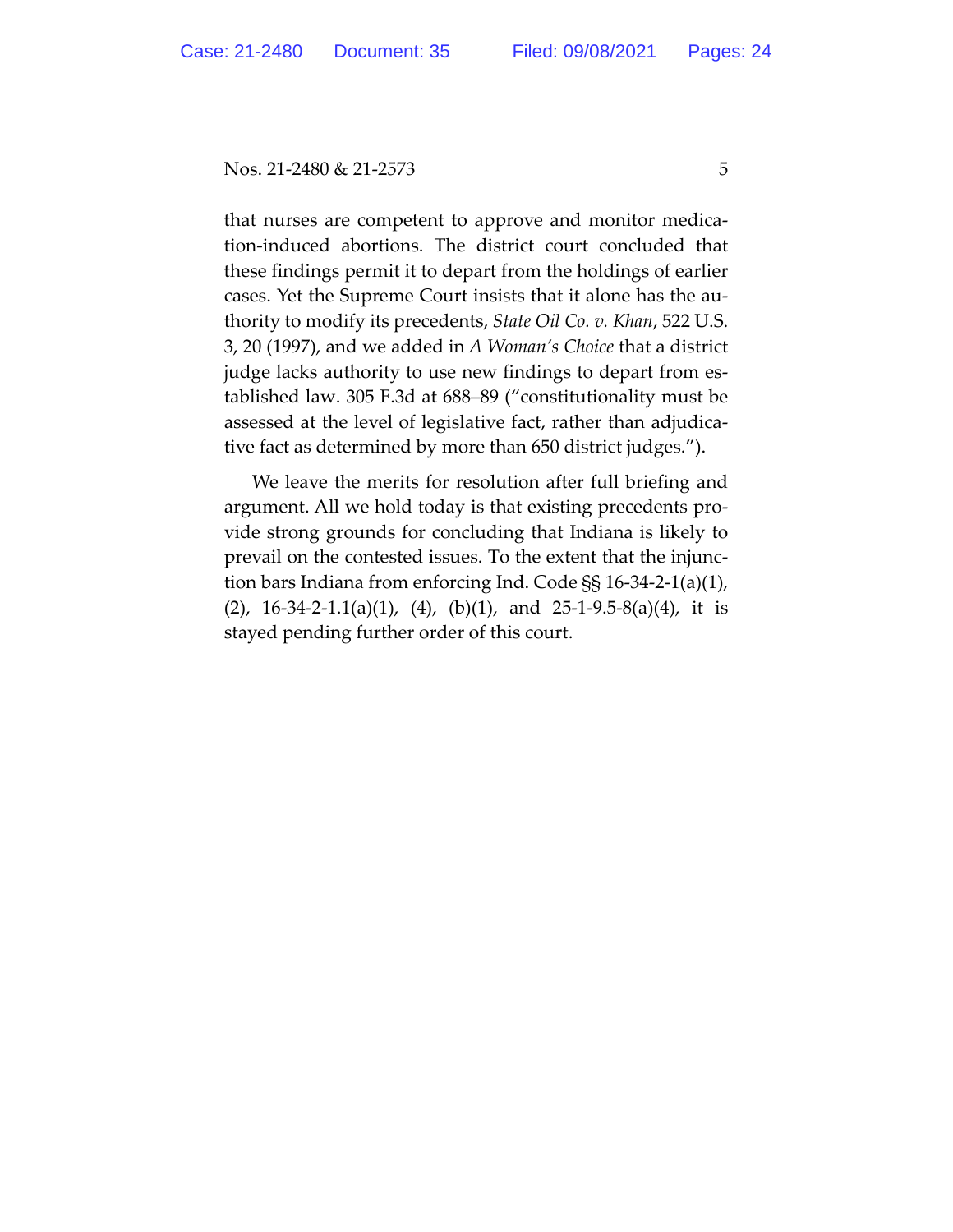that nurses are competent to approve and monitor medication-induced abortions. The district court concluded that these findings permit it to depart from the holdings of earlier cases. Yet the Supreme Court insists that it alone has the authority to modify its precedents, *State Oil Co. v. Khan*, 522 U.S. 3, 20 (1997), and we added in *A Woman's Choice* that a district judge lacks authority to use new findings to depart from established law. 305 F.3d at 688–89 ("constitutionality must be assessed at the level of legislative fact, rather than adjudicative fact as determined by more than 650 district judges.").

We leave the merits for resolution after full briefing and argument. All we hold today is that existing precedents provide strong grounds for concluding that Indiana is likely to prevail on the contested issues. To the extent that the injunction bars Indiana from enforcing Ind. Code §§ 16-34-2-1(a)(1), (2), 16-34-2-1.1(a)(1), (4), (b)(1), and 25-1-9.5-8(a)(4), it is stayed pending further order of this court.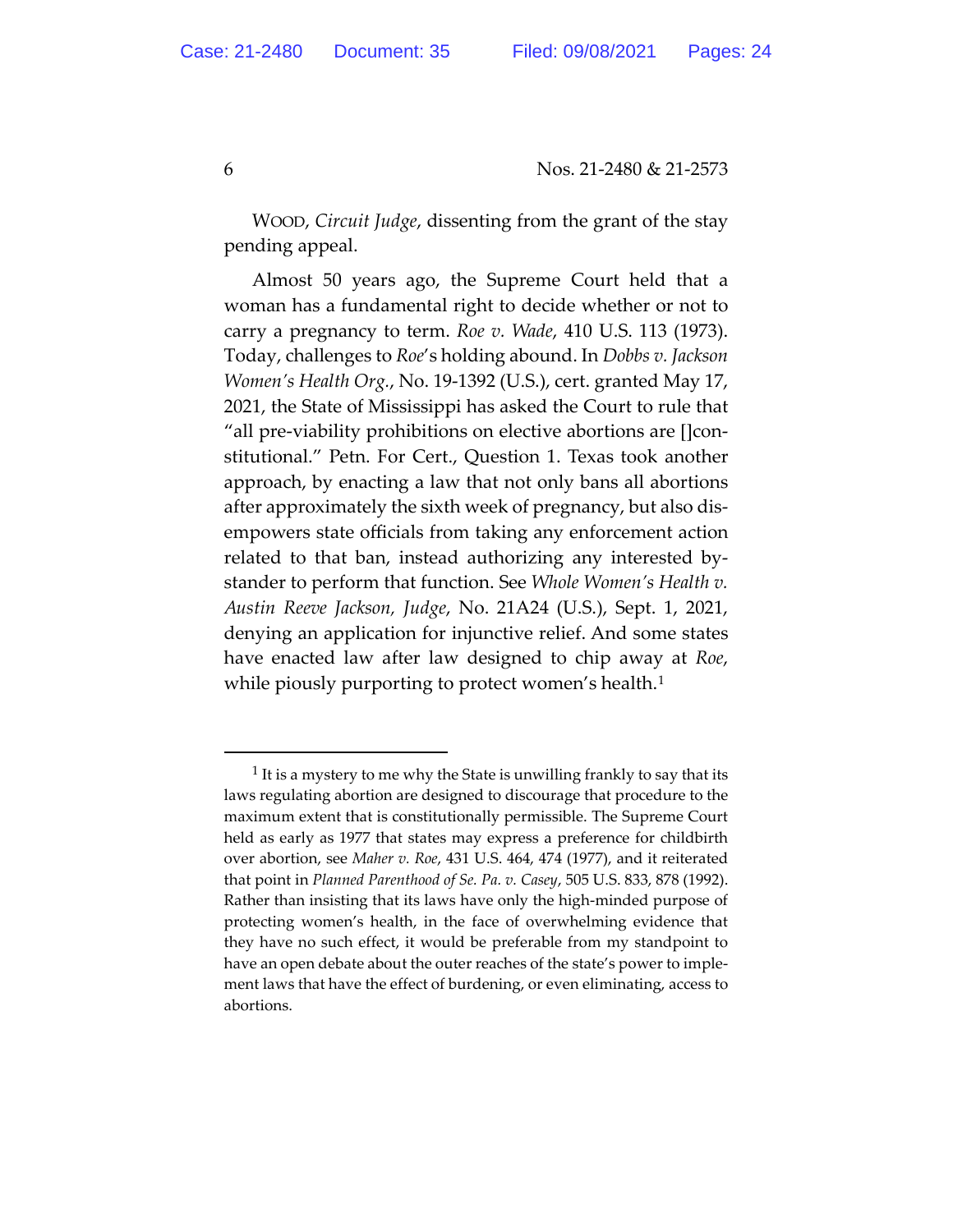WOOD, *Circuit Judge*, dissenting from the grant of the stay pending appeal.

Almost 50 years ago, the Supreme Court held that a woman has a fundamental right to decide whether or not to carry a pregnancy to term. *Roe v. Wade*, 410 U.S. 113 (1973). Today, challenges to *Roe*'s holding abound. In *Dobbs v. Jackson Women's Health Org.*, No. 19-1392 (U.S.), cert. granted May 17, 2021, the State of Mississippi has asked the Court to rule that "all pre-viability prohibitions on elective abortions are []constitutional." Petn. For Cert., Question 1. Texas took another approach, by enacting a law that not only bans all abortions after approximately the sixth week of pregnancy, but also disempowers state officials from taking any enforcement action related to that ban, instead authorizing any interested bystander to perform that function. See *Whole Women's Health v. Austin Reeve Jackson, Judge*, No. 21A24 (U.S.), Sept. 1, 2021, denying an application for injunctive relief. And some states have enacted law after law designed to chip away at *Roe*, while piously purporting to protect women's health.[1]

---

[1] It is a mystery to me why the State is unwilling frankly to say that its laws regulating abortion are designed to discourage that procedure to the maximum extent that is constitutionally permissible. The Supreme Court held as early as 1977 that states may express a preference for childbirth over abortion, see *Maher v. Roe*, 431 U.S. 464, 474 (1977), and it reiterated that point in *Planned Parenthood of Se. Pa. v. Casey*, 505 U.S. 833, 878 (1992). Rather than insisting that its laws have only the high-minded purpose of protecting women's health, in the face of overwhelming evidence that they have no such effect, it would be preferable from my standpoint to have an open debate about the outer reaches of the state's power to implement laws that have the effect of burdening, or even eliminating, access to abortions.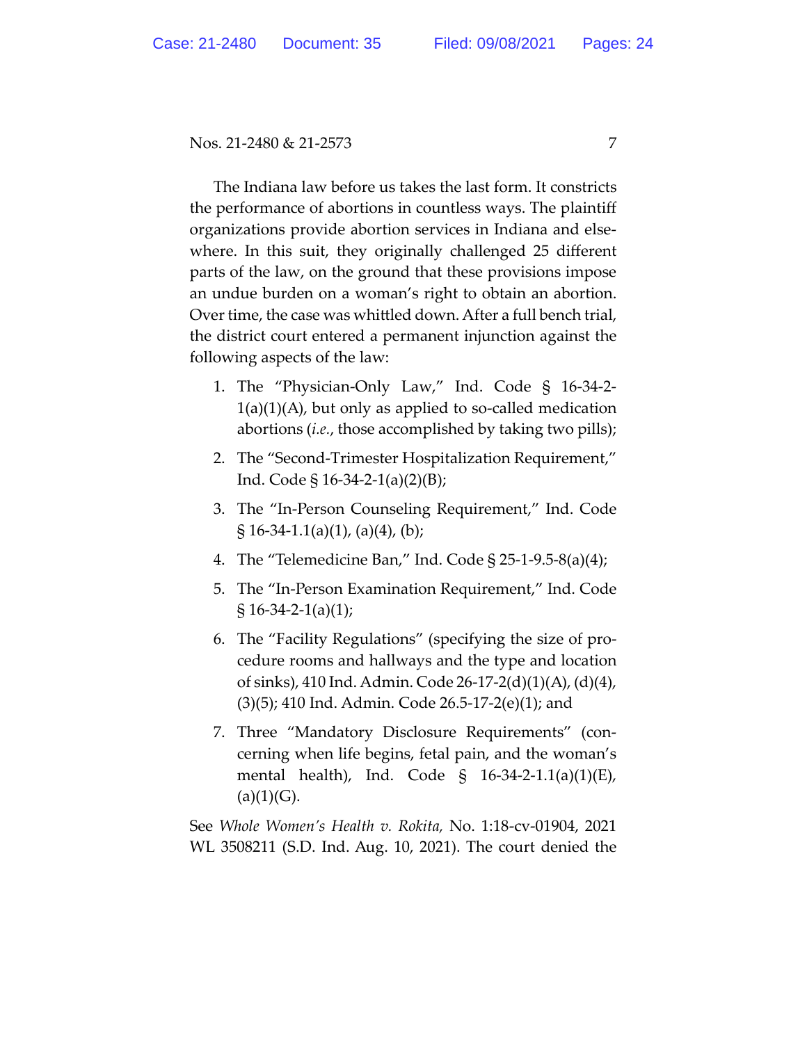The Indiana law before us takes the last form. It constricts the performance of abortions in countless ways. The plaintiff organizations provide abortion services in Indiana and elsewhere. In this suit, they originally challenged 25 different parts of the law, on the ground that these provisions impose an undue burden on a woman's right to obtain an abortion. Over time, the case was whittled down. After a full bench trial, the district court entered a permanent injunction against the following aspects of the law:

1. The "Physician-Only Law," Ind. Code § 16-34-2-1(a)(1)(A), but only as applied to so-called medication abortions (*i.e.*, those accomplished by taking two pills);
2. The "Second-Trimester Hospitalization Requirement," Ind. Code § 16-34-2-1(a)(2)(B);
3. The "In-Person Counseling Requirement," Ind. Code § 16-34-1.1(a)(1), (a)(4), (b);
4. The "Telemedicine Ban," Ind. Code § 25-1-9.5-8(a)(4);
5. The "In-Person Examination Requirement," Ind. Code § 16-34-2-1(a)(1);
6. The "Facility Regulations" (specifying the size of procedure rooms and hallways and the type and location of sinks), 410 Ind. Admin. Code 26-17-2(d)(1)(A), (d)(4), (3)(5); 410 Ind. Admin. Code 26.5-17-2(e)(1); and
7. Three "Mandatory Disclosure Requirements" (concerning when life begins, fetal pain, and the woman's mental health), Ind. Code § 16-34-2-1.1(a)(1)(E), (a)(1)(G).

See *Whole Women's Health v. Rokita,* No. 1:18-cv-01904, 2021 WL 3508211 (S.D. Ind. Aug. 10, 2021). The court denied the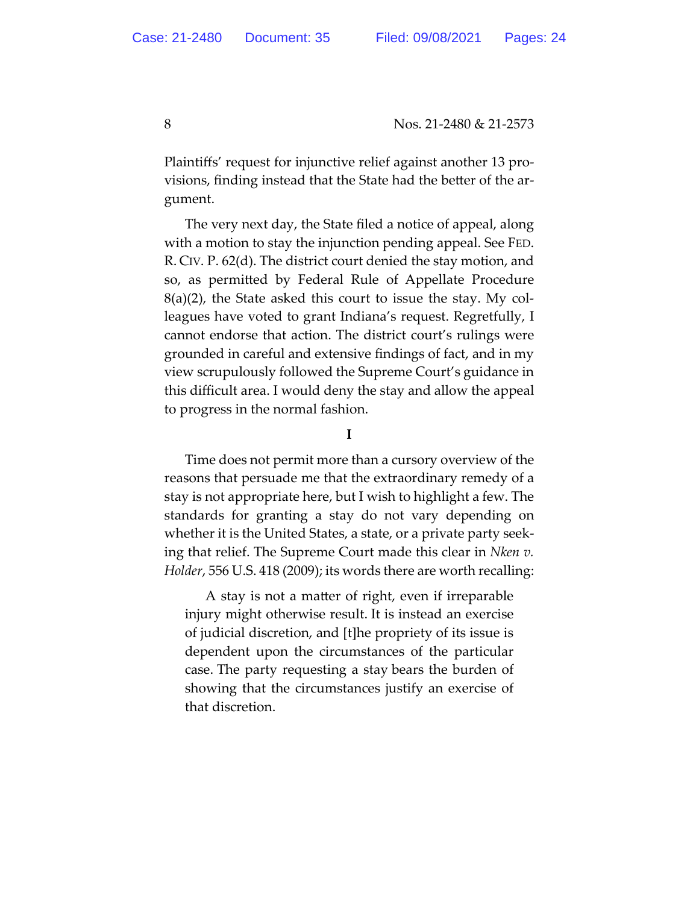Plaintiffs' request for injunctive relief against another 13 provisions, finding instead that the State had the better of the argument.

The very next day, the State filed a notice of appeal, along with a motion to stay the injunction pending appeal. See FED. R. CIV. P. 62(d). The district court denied the stay motion, and so, as permitted by Federal Rule of Appellate Procedure 8(a)(2), the State asked this court to issue the stay. My colleagues have voted to grant Indiana's request. Regretfully, I cannot endorse that action. The district court's rulings were grounded in careful and extensive findings of fact, and in my view scrupulously followed the Supreme Court's guidance in this difficult area. I would deny the stay and allow the appeal to progress in the normal fashion.

## I

Time does not permit more than a cursory overview of the reasons that persuade me that the extraordinary remedy of a stay is not appropriate here, but I wish to highlight a few. The standards for granting a stay do not vary depending on whether it is the United States, a state, or a private party seeking that relief. The Supreme Court made this clear in *Nken v. Holder*, 556 U.S. 418 (2009); its words there are worth recalling:

> A stay is not a matter of right, even if irreparable injury might otherwise result. It is instead an exercise of judicial discretion, and [t]he propriety of its issue is dependent upon the circumstances of the particular case. The party requesting a stay bears the burden of showing that the circumstances justify an exercise of that discretion.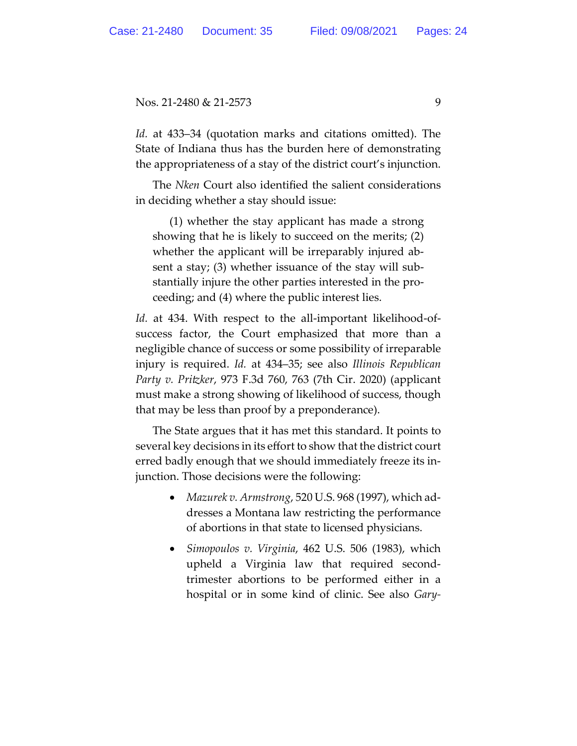*Id.* at 433–34 (quotation marks and citations omitted). The State of Indiana thus has the burden here of demonstrating the appropriateness of a stay of the district court's injunction.

The *Nken* Court also identified the salient considerations in deciding whether a stay should issue:

> (1) whether the stay applicant has made a strong showing that he is likely to succeed on the merits; (2) whether the applicant will be irreparably injured absent a stay; (3) whether issuance of the stay will substantially injure the other parties interested in the proceeding; and (4) where the public interest lies.

*Id.* at 434. With respect to the all-important likelihood-of-success factor, the Court emphasized that more than a negligible chance of success or some possibility of irreparable injury is required. *Id.* at 434–35; see also *Illinois Republican Party v. Pritzker*, 973 F.3d 760, 763 (7th Cir. 2020) (applicant must make a strong showing of likelihood of success, though that may be less than proof by a preponderance).

The State argues that it has met this standard. It points to several key decisions in its effort to show that the district court erred badly enough that we should immediately freeze its injunction. Those decisions were the following:

- *Mazurek v. Armstrong*, 520 U.S. 968 (1997), which addresses a Montana law restricting the performance of abortions in that state to licensed physicians.
- *Simopoulos v. Virginia*, 462 U.S. 506 (1983), which upheld a Virginia law that required second-trimester abortions to be performed either in a hospital or in some kind of clinic. See also *Gary-*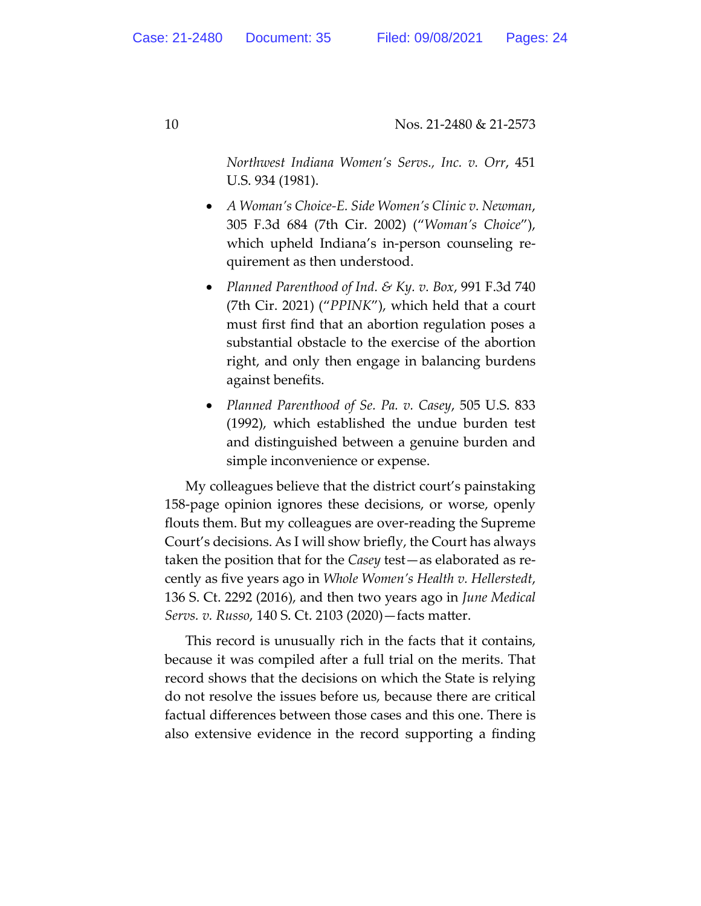*Northwest Indiana Women's Servs., Inc. v. Orr*, 451 U.S. 934 (1981).

- *A Woman's Choice-E. Side Women's Clinic v. Newman*, 305 F.3d 684 (7th Cir. 2002) ("*Woman's Choice*"), which upheld Indiana's in-person counseling requirement as then understood.
- *Planned Parenthood of Ind. & Ky. v. Box*, 991 F.3d 740 (7th Cir. 2021) ("*PPINK*"), which held that a court must first find that an abortion regulation poses a substantial obstacle to the exercise of the abortion right, and only then engage in balancing burdens against benefits.
- *Planned Parenthood of Se. Pa. v. Casey*, 505 U.S. 833 (1992), which established the undue burden test and distinguished between a genuine burden and simple inconvenience or expense.

My colleagues believe that the district court's painstaking 158-page opinion ignores these decisions, or worse, openly flouts them. But my colleagues are over-reading the Supreme Court's decisions. As I will show briefly, the Court has always taken the position that for the *Casey* test—as elaborated as recently as five years ago in *Whole Women's Health v. Hellerstedt*, 136 S. Ct. 2292 (2016), and then two years ago in *June Medical Servs. v. Russo*, 140 S. Ct. 2103 (2020)—facts matter.

This record is unusually rich in the facts that it contains, because it was compiled after a full trial on the merits. That record shows that the decisions on which the State is relying do not resolve the issues before us, because there are critical factual differences between those cases and this one. There is also extensive evidence in the record supporting a finding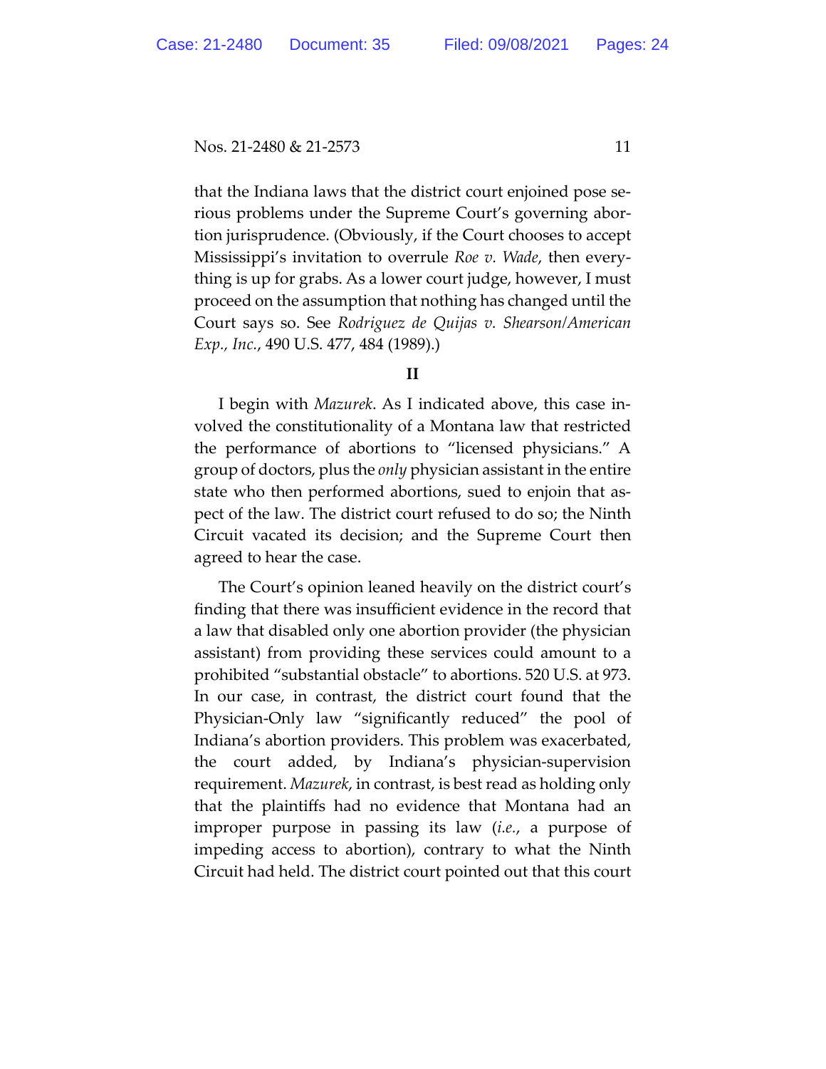that the Indiana laws that the district court enjoined pose serious problems under the Supreme Court's governing abortion jurisprudence. (Obviously, if the Court chooses to accept Mississippi's invitation to overrule *Roe v. Wade*, then everything is up for grabs. As a lower court judge, however, I must proceed on the assumption that nothing has changed until the Court says so. See *Rodriguez de Quijas v. Shearson/American Exp., Inc.*, 490 U.S. 477, 484 (1989).)

## II

I begin with *Mazurek*. As I indicated above, this case involved the constitutionality of a Montana law that restricted the performance of abortions to "licensed physicians." A group of doctors, plus the *only* physician assistant in the entire state who then performed abortions, sued to enjoin that aspect of the law. The district court refused to do so; the Ninth Circuit vacated its decision; and the Supreme Court then agreed to hear the case.

The Court's opinion leaned heavily on the district court's finding that there was insufficient evidence in the record that a law that disabled only one abortion provider (the physician assistant) from providing these services could amount to a prohibited "substantial obstacle" to abortions. 520 U.S. at 973. In our case, in contrast, the district court found that the Physician-Only law "significantly reduced" the pool of Indiana's abortion providers. This problem was exacerbated, the court added, by Indiana's physician-supervision requirement. *Mazurek*, in contrast, is best read as holding only that the plaintiffs had no evidence that Montana had an improper purpose in passing its law (*i.e.*, a purpose of impeding access to abortion), contrary to what the Ninth Circuit had held. The district court pointed out that this court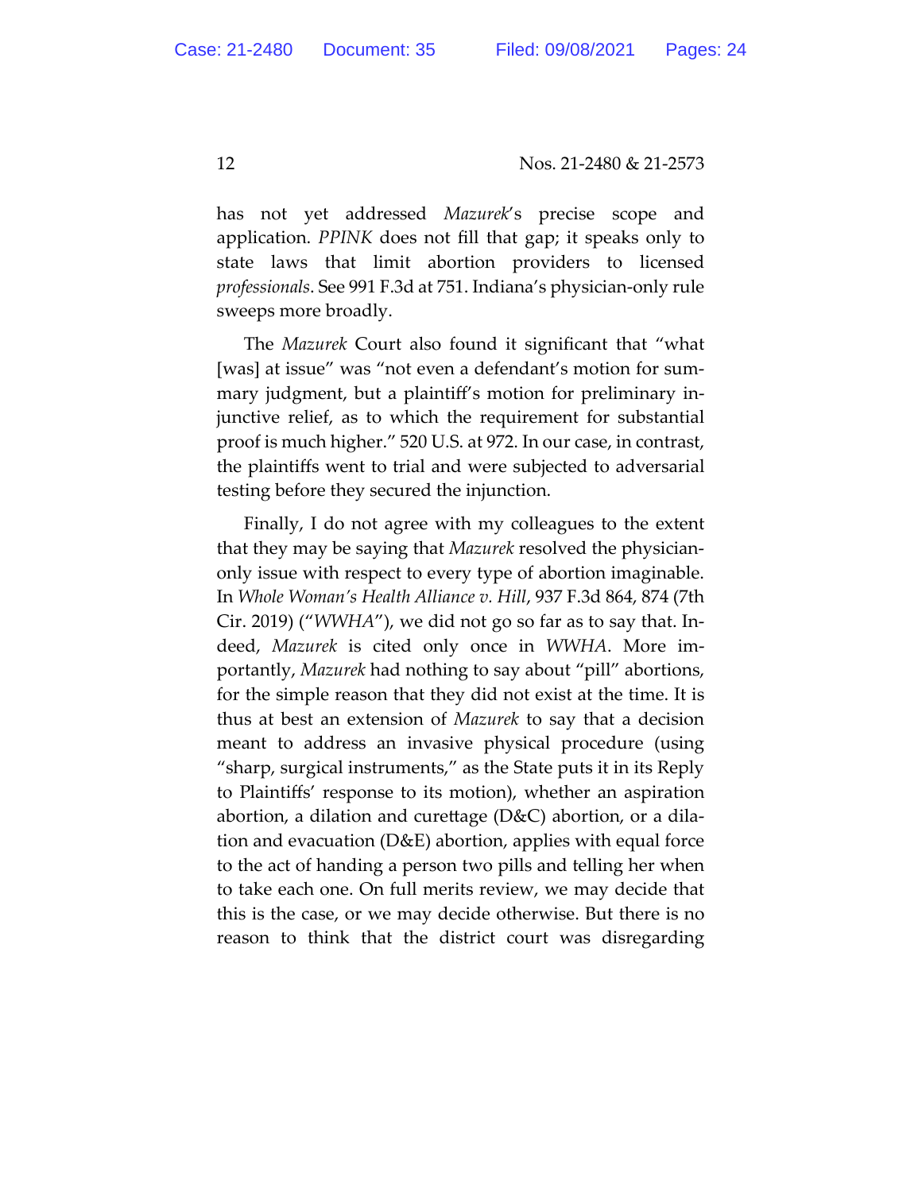has not yet addressed *Mazurek*'s precise scope and application. *PPINK* does not fill that gap; it speaks only to state laws that limit abortion providers to licensed *professionals*. See 991 F.3d at 751. Indiana's physician-only rule sweeps more broadly.

The *Mazurek* Court also found it significant that "what [was] at issue" was "not even a defendant's motion for summary judgment, but a plaintiff's motion for preliminary injunctive relief, as to which the requirement for substantial proof is much higher." 520 U.S. at 972. In our case, in contrast, the plaintiffs went to trial and were subjected to adversarial testing before they secured the injunction.

Finally, I do not agree with my colleagues to the extent that they may be saying that *Mazurek* resolved the physician-only issue with respect to every type of abortion imaginable. In *Whole Woman's Health Alliance v. Hill*, 937 F.3d 864, 874 (7th Cir. 2019) ("*WWHA*"), we did not go so far as to say that. Indeed, *Mazurek* is cited only once in *WWHA*. More importantly, *Mazurek* had nothing to say about "pill" abortions, for the simple reason that they did not exist at the time. It is thus at best an extension of *Mazurek* to say that a decision meant to address an invasive physical procedure (using "sharp, surgical instruments," as the State puts it in its Reply to Plaintiffs' response to its motion), whether an aspiration abortion, a dilation and curettage (D&C) abortion, or a dilation and evacuation (D&E) abortion, applies with equal force to the act of handing a person two pills and telling her when to take each one. On full merits review, we may decide that this is the case, or we may decide otherwise. But there is no reason to think that the district court was disregarding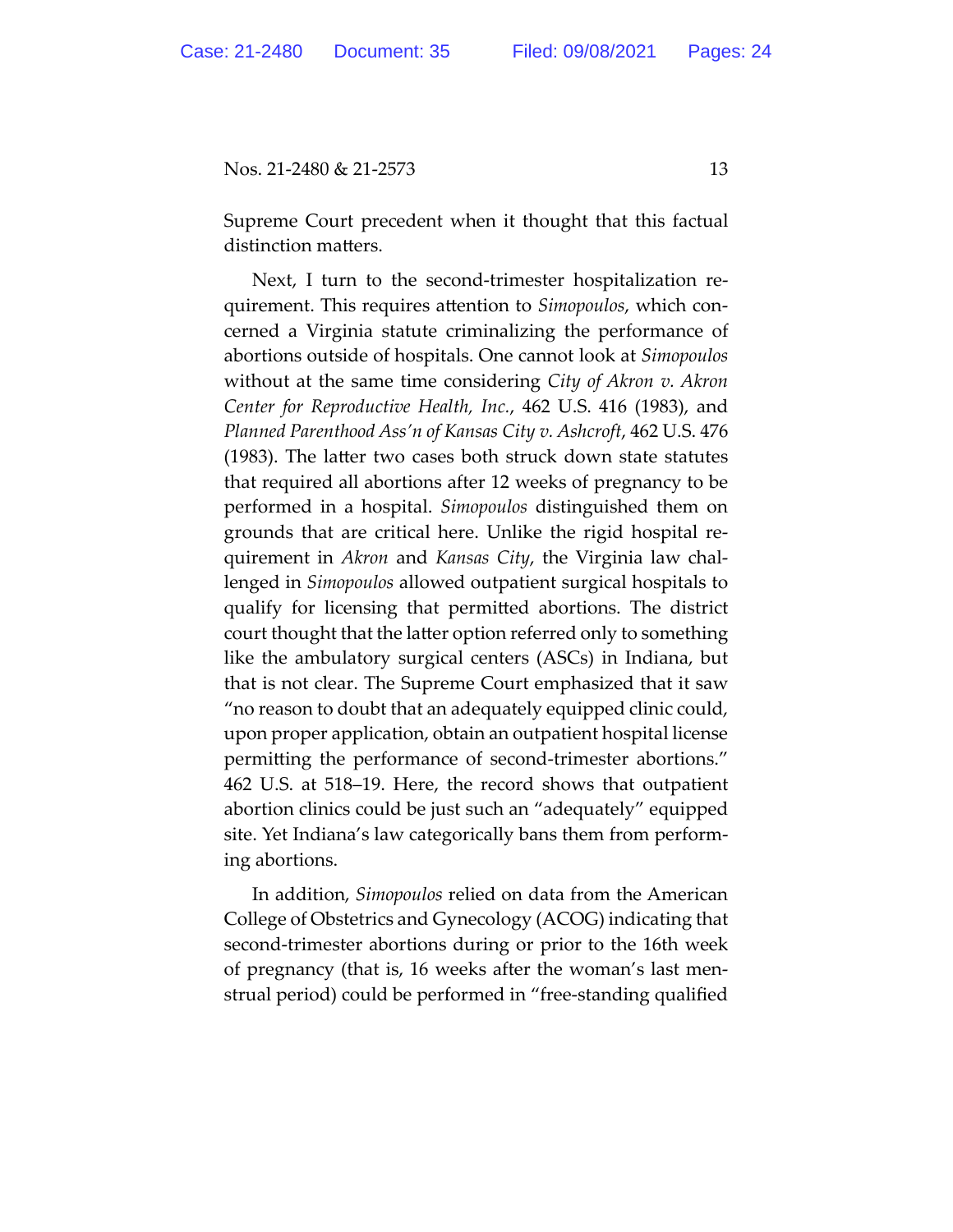Supreme Court precedent when it thought that this factual distinction matters.

Next, I turn to the second-trimester hospitalization requirement. This requires attention to *Simopoulos*, which concerned a Virginia statute criminalizing the performance of abortions outside of hospitals. One cannot look at *Simopoulos* without at the same time considering *City of Akron v. Akron Center for Reproductive Health, Inc.*, 462 U.S. 416 (1983), and *Planned Parenthood Ass'n of Kansas City v. Ashcroft*, 462 U.S. 476 (1983). The latter two cases both struck down state statutes that required all abortions after 12 weeks of pregnancy to be performed in a hospital. *Simopoulos* distinguished them on grounds that are critical here. Unlike the rigid hospital requirement in *Akron* and *Kansas City*, the Virginia law challenged in *Simopoulos* allowed outpatient surgical hospitals to qualify for licensing that permitted abortions. The district court thought that the latter option referred only to something like the ambulatory surgical centers (ASCs) in Indiana, but that is not clear. The Supreme Court emphasized that it saw "no reason to doubt that an adequately equipped clinic could, upon proper application, obtain an outpatient hospital license permitting the performance of second-trimester abortions." 462 U.S. at 518–19. Here, the record shows that outpatient abortion clinics could be just such an "adequately" equipped site. Yet Indiana's law categorically bans them from performing abortions.

In addition, *Simopoulos* relied on data from the American College of Obstetrics and Gynecology (ACOG) indicating that second-trimester abortions during or prior to the 16th week of pregnancy (that is, 16 weeks after the woman's last menstrual period) could be performed in "free-standing qualified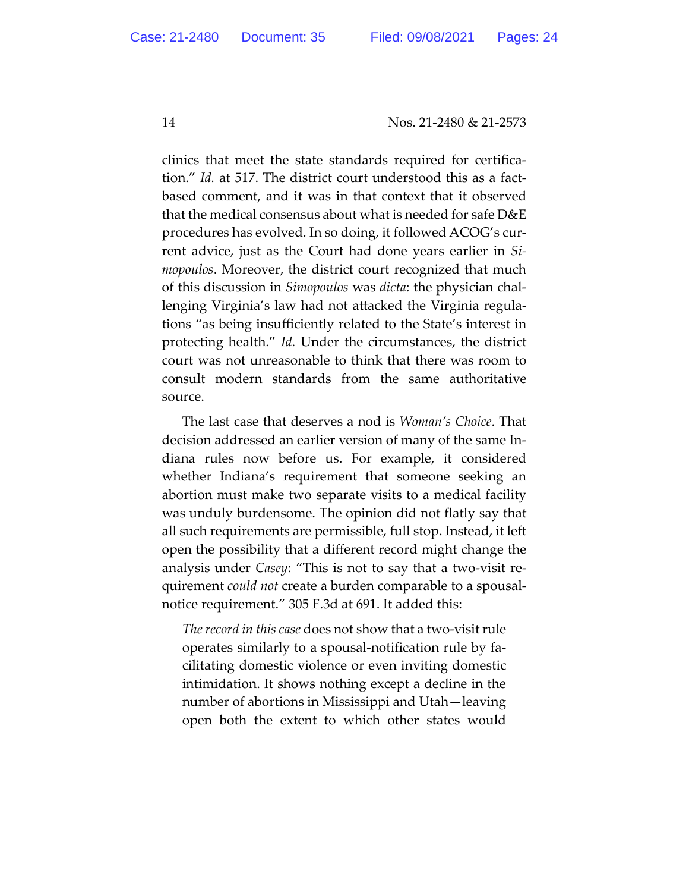clinics that meet the state standards required for certification." *Id.* at 517. The district court understood this as a fact-based comment, and it was in that context that it observed that the medical consensus about what is needed for safe D&E procedures has evolved. In so doing, it followed ACOG's current advice, just as the Court had done years earlier in *Simopoulos*. Moreover, the district court recognized that much of this discussion in *Simopoulos* was *dicta*: the physician challenging Virginia's law had not attacked the Virginia regulations "as being insufficiently related to the State's interest in protecting health." *Id.* Under the circumstances, the district court was not unreasonable to think that there was room to consult modern standards from the same authoritative source.

The last case that deserves a nod is *Woman's Choice*. That decision addressed an earlier version of many of the same Indiana rules now before us. For example, it considered whether Indiana's requirement that someone seeking an abortion must make two separate visits to a medical facility was unduly burdensome. The opinion did not flatly say that all such requirements are permissible, full stop. Instead, it left open the possibility that a different record might change the analysis under *Casey*: "This is not to say that a two-visit requirement *could not* create a burden comparable to a spousal-notice requirement." 305 F.3d at 691. It added this:

> *The record in this case* does not show that a two-visit rule operates similarly to a spousal-notification rule by facilitating domestic violence or even inviting domestic intimidation. It shows nothing except a decline in the number of abortions in Mississippi and Utah—leaving open both the extent to which other states would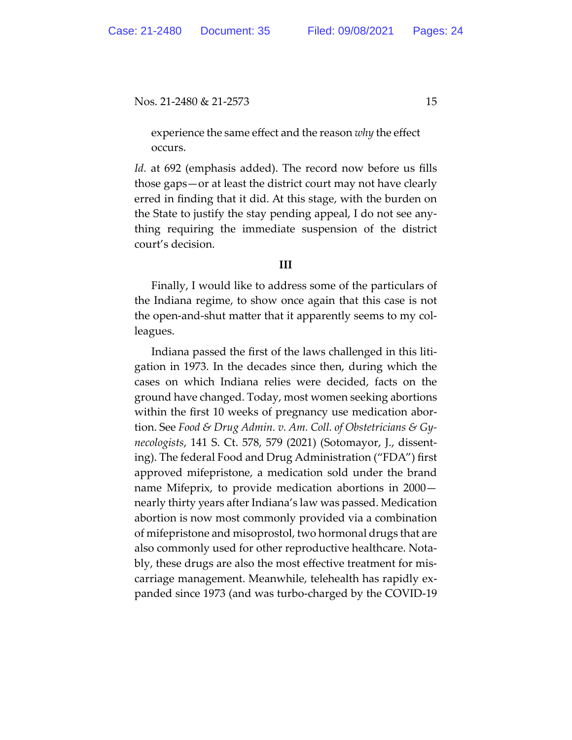experience the same effect and the reason *why* the effect occurs.

*Id.* at 692 (emphasis added). The record now before us fills those gaps—or at least the district court may not have clearly erred in finding that it did. At this stage, with the burden on the State to justify the stay pending appeal, I do not see anything requiring the immediate suspension of the district court's decision.

### III

Finally, I would like to address some of the particulars of the Indiana regime, to show once again that this case is not the open-and-shut matter that it apparently seems to my colleagues.

Indiana passed the first of the laws challenged in this litigation in 1973. In the decades since then, during which the cases on which Indiana relies were decided, facts on the ground have changed. Today, most women seeking abortions within the first 10 weeks of pregnancy use medication abortion. See *Food & Drug Admin. v. Am. Coll. of Obstetricians & Gynecologists*, 141 S. Ct. 578, 579 (2021) (Sotomayor, J., dissenting). The federal Food and Drug Administration ("FDA") first approved mifepristone, a medication sold under the brand name Mifeprix, to provide medication abortions in 2000—nearly thirty years after Indiana's law was passed. Medication abortion is now most commonly provided via a combination of mifepristone and misoprostol, two hormonal drugs that are also commonly used for other reproductive healthcare. Notably, these drugs are also the most effective treatment for miscarriage management. Meanwhile, telehealth has rapidly expanded since 1973 (and was turbo-charged by the COVID-19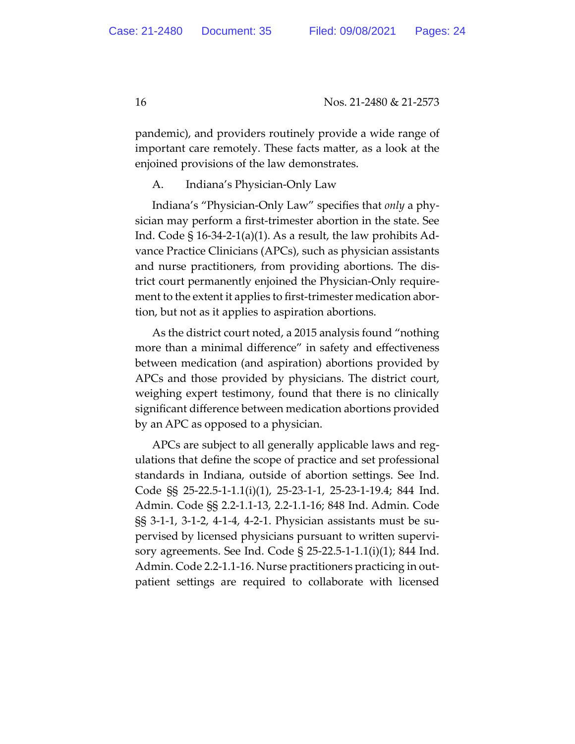pandemic), and providers routinely provide a wide range of important care remotely. These facts matter, as a look at the enjoined provisions of the law demonstrates.

A. Indiana's Physician-Only Law

Indiana's "Physician-Only Law" specifies that *only* a physician may perform a first-trimester abortion in the state. See Ind. Code § 16-34-2-1(a)(1). As a result, the law prohibits Advance Practice Clinicians (APCs), such as physician assistants and nurse practitioners, from providing abortions. The district court permanently enjoined the Physician-Only requirement to the extent it applies to first-trimester medication abortion, but not as it applies to aspiration abortions.

As the district court noted, a 2015 analysis found "nothing more than a minimal difference" in safety and effectiveness between medication (and aspiration) abortions provided by APCs and those provided by physicians. The district court, weighing expert testimony, found that there is no clinically significant difference between medication abortions provided by an APC as opposed to a physician.

APCs are subject to all generally applicable laws and regulations that define the scope of practice and set professional standards in Indiana, outside of abortion settings. See Ind. Code §§ 25-22.5-1-1.1(i)(1), 25-23-1-1, 25-23-1-19.4; 844 Ind. Admin. Code §§ 2.2-1.1-13, 2.2-1.1-16; 848 Ind. Admin. Code §§ 3-1-1, 3-1-2, 4-1-4, 4-2-1. Physician assistants must be supervised by licensed physicians pursuant to written supervisory agreements. See Ind. Code § 25-22.5-1-1.1(i)(1); 844 Ind. Admin. Code 2.2-1.1-16. Nurse practitioners practicing in outpatient settings are required to collaborate with licensed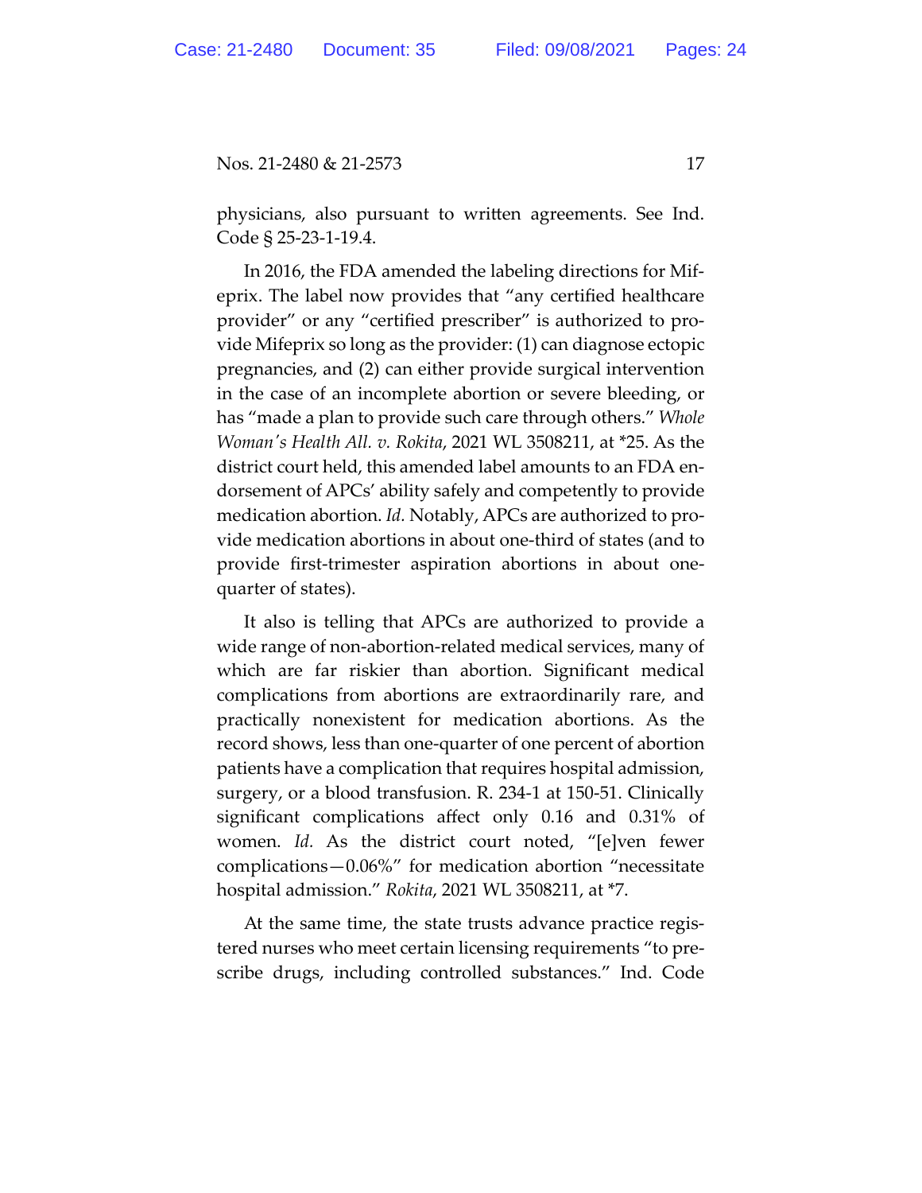physicians, also pursuant to written agreements. See Ind. Code § 25-23-1-19.4.

In 2016, the FDA amended the labeling directions for Mifeprix. The label now provides that "any certified healthcare provider" or any "certified prescriber" is authorized to provide Mifeprix so long as the provider: (1) can diagnose ectopic pregnancies, and (2) can either provide surgical intervention in the case of an incomplete abortion or severe bleeding, or has "made a plan to provide such care through others." *Whole Woman's Health All. v. Rokita*, 2021 WL 3508211, at *25. As the district court held, this amended label amounts to an FDA endorsement of APCs' ability safely and competently to provide medication abortion. *Id.* Notably, APCs are authorized to provide medication abortions in about one-third of states (and to provide first-trimester aspiration abortions in about one-quarter of states).

It also is telling that APCs are authorized to provide a wide range of non-abortion-related medical services, many of which are far riskier than abortion. Significant medical complications from abortions are extraordinarily rare, and practically nonexistent for medication abortions. As the record shows, less than one-quarter of one percent of abortion patients have a complication that requires hospital admission, surgery, or a blood transfusion. R. 234-1 at 150-51. Clinically significant complications affect only 0.16 and 0.31% of women. *Id.* As the district court noted, "[e]ven fewer complications—0.06%" for medication abortion "necessitate hospital admission." *Rokita*, 2021 WL 3508211, at *7.

At the same time, the state trusts advance practice registered nurses who meet certain licensing requirements "to prescribe drugs, including controlled substances." Ind. Code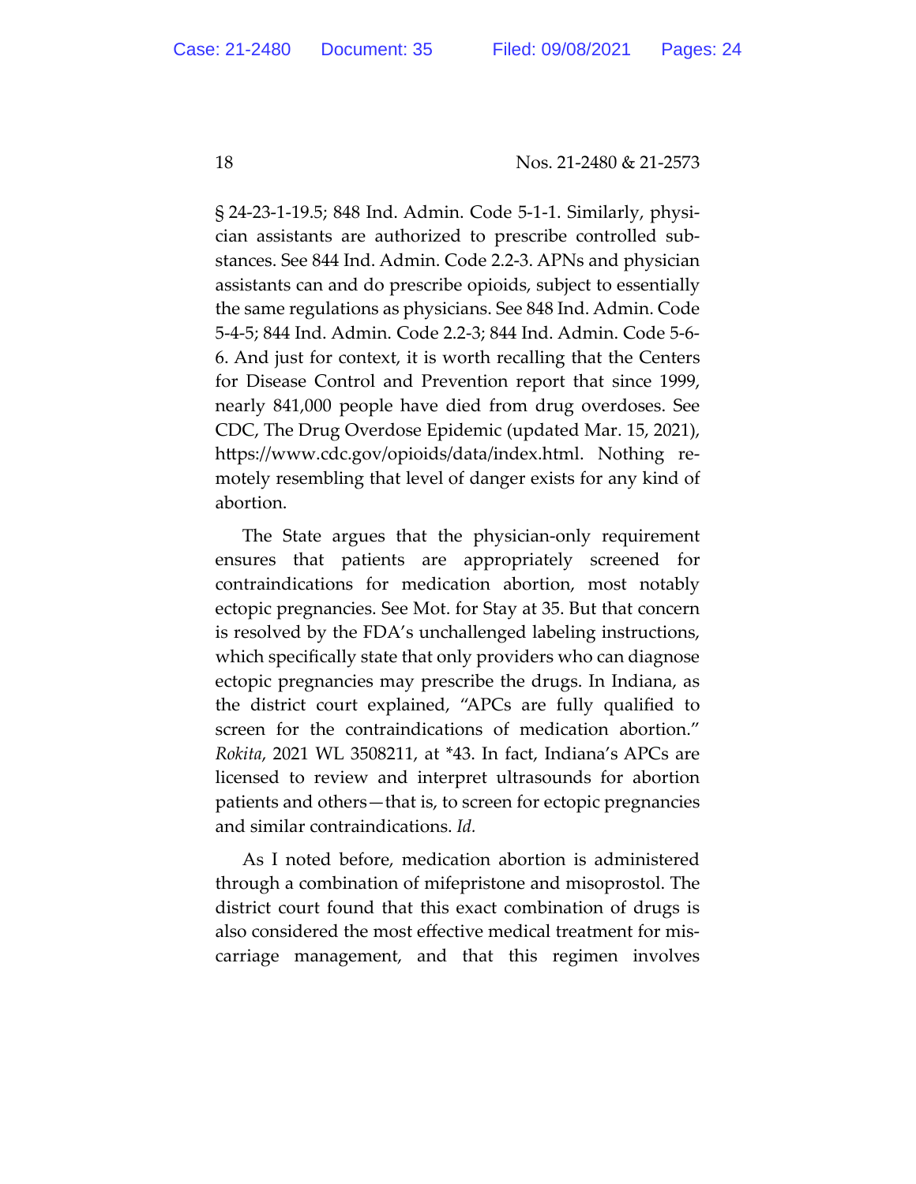§ 24-23-1-19.5; 848 Ind. Admin. Code 5-1-1. Similarly, physician assistants are authorized to prescribe controlled substances. See 844 Ind. Admin. Code 2.2-3. APNs and physician assistants can and do prescribe opioids, subject to essentially the same regulations as physicians. See 848 Ind. Admin. Code 5-4-5; 844 Ind. Admin. Code 2.2-3; 844 Ind. Admin. Code 5-6-6. And just for context, it is worth recalling that the Centers for Disease Control and Prevention report that since 1999, nearly 841,000 people have died from drug overdoses. See CDC, The Drug Overdose Epidemic (updated Mar. 15, 2021), https://www.cdc.gov/opioids/data/index.html. Nothing remotely resembling that level of danger exists for any kind of abortion.

The State argues that the physician-only requirement ensures that patients are appropriately screened for contraindications for medication abortion, most notably ectopic pregnancies. See Mot. for Stay at 35. But that concern is resolved by the FDA's unchallenged labeling instructions, which specifically state that only providers who can diagnose ectopic pregnancies may prescribe the drugs. In Indiana, as the district court explained, "APCs are fully qualified to screen for the contraindications of medication abortion." *Rokita*, 2021 WL 3508211, at *43. In fact, Indiana's APCs are licensed to review and interpret ultrasounds for abortion patients and others—that is, to screen for ectopic pregnancies and similar contraindications. *Id.*

As I noted before, medication abortion is administered through a combination of mifepristone and misoprostol. The district court found that this exact combination of drugs is also considered the most effective medical treatment for miscarriage management, and that this regimen involves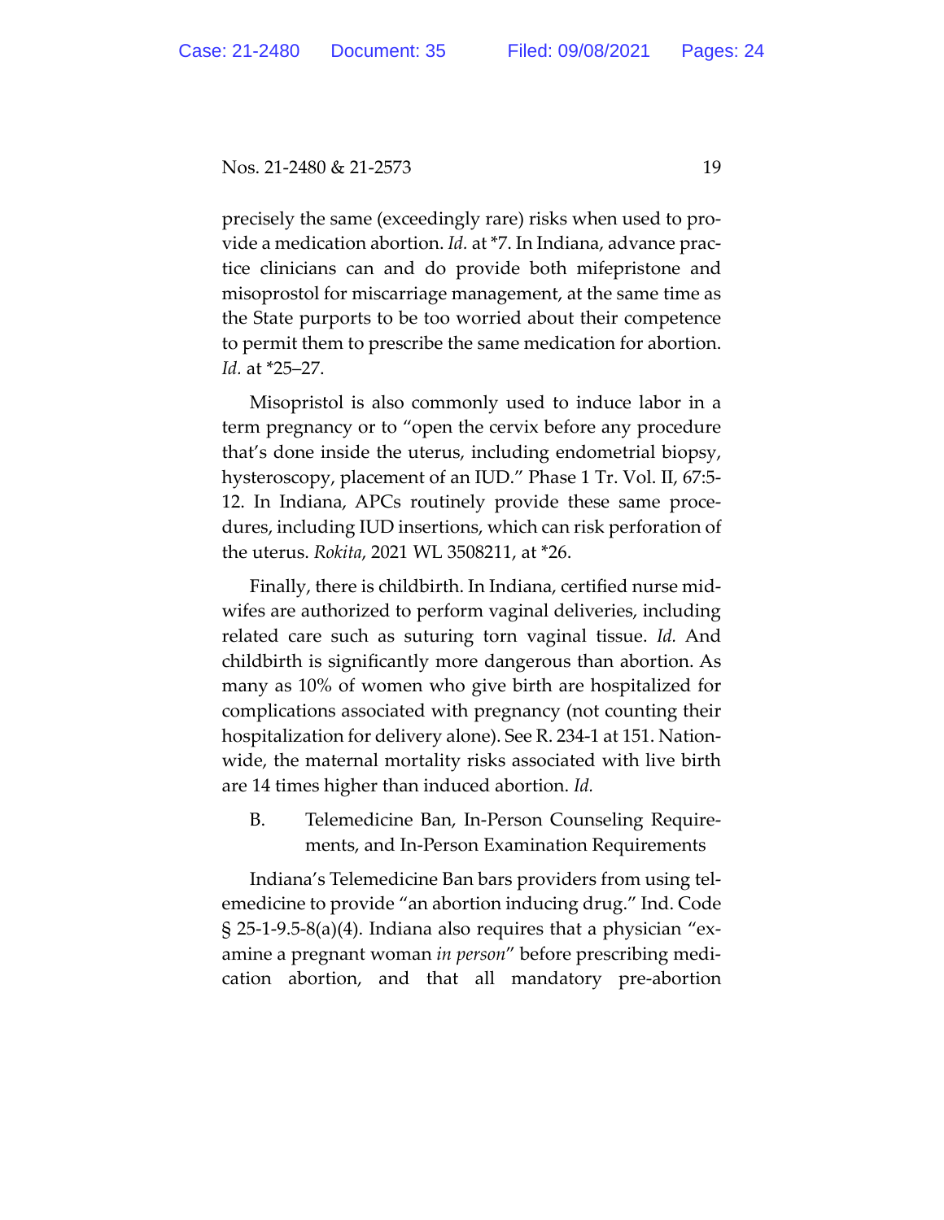precisely the same (exceedingly rare) risks when used to provide a medication abortion. *Id.* at *7. In Indiana, advance practice clinicians can and do provide both mifepristone and misoprostol for miscarriage management, at the same time as the State purports to be too worried about their competence to permit them to prescribe the same medication for abortion. *Id.* at *25–27.

Misopristol is also commonly used to induce labor in a term pregnancy or to "open the cervix before any procedure that's done inside the uterus, including endometrial biopsy, hysteroscopy, placement of an IUD." Phase 1 Tr. Vol. II, 67:5-12. In Indiana, APCs routinely provide these same procedures, including IUD insertions, which can risk perforation of the uterus. *Rokita*, 2021 WL 3508211, at *26.

Finally, there is childbirth. In Indiana, certified nurse midwifes are authorized to perform vaginal deliveries, including related care such as suturing torn vaginal tissue. *Id.* And childbirth is significantly more dangerous than abortion. As many as 10% of women who give birth are hospitalized for complications associated with pregnancy (not counting their hospitalization for delivery alone). See R. 234-1 at 151. Nationwide, the maternal mortality risks associated with live birth are 14 times higher than induced abortion. *Id.*

B. Telemedicine Ban, In-Person Counseling Requirements, and In-Person Examination Requirements

Indiana's Telemedicine Ban bars providers from using telemedicine to provide "an abortion inducing drug." Ind. Code § 25-1-9.5-8(a)(4). Indiana also requires that a physician "examine a pregnant woman *in person*" before prescribing medication abortion, and that all mandatory pre-abortion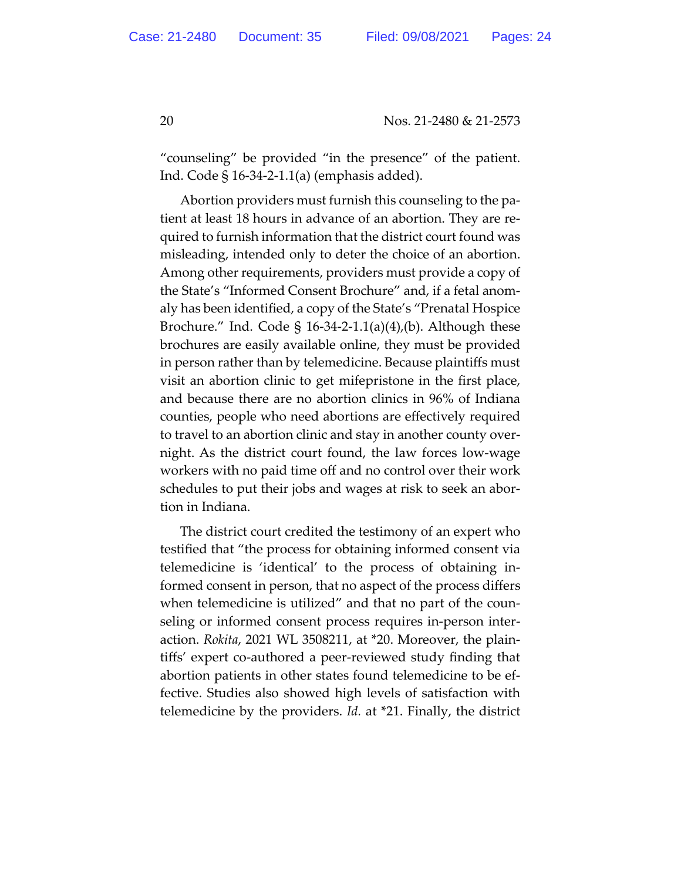"counseling" be provided "in the presence" of the patient. Ind. Code § 16-34-2-1.1(a) (emphasis added).

Abortion providers must furnish this counseling to the patient at least 18 hours in advance of an abortion. They are required to furnish information that the district court found was misleading, intended only to deter the choice of an abortion. Among other requirements, providers must provide a copy of the State's "Informed Consent Brochure" and, if a fetal anomaly has been identified, a copy of the State's "Prenatal Hospice Brochure." Ind. Code § 16-34-2-1.1(a)(4),(b). Although these brochures are easily available online, they must be provided in person rather than by telemedicine. Because plaintiffs must visit an abortion clinic to get mifepristone in the first place, and because there are no abortion clinics in 96% of Indiana counties, people who need abortions are effectively required to travel to an abortion clinic and stay in another county overnight. As the district court found, the law forces low-wage workers with no paid time off and no control over their work schedules to put their jobs and wages at risk to seek an abortion in Indiana.

The district court credited the testimony of an expert who testified that "the process for obtaining informed consent via telemedicine is 'identical' to the process of obtaining informed consent in person, that no aspect of the process differs when telemedicine is utilized" and that no part of the counseling or informed consent process requires in-person interaction. *Rokita*, 2021 WL 3508211, at *20. Moreover, the plaintiffs' expert co-authored a peer-reviewed study finding that abortion patients in other states found telemedicine to be effective. Studies also showed high levels of satisfaction with telemedicine by the providers. *Id.* at *21. Finally, the district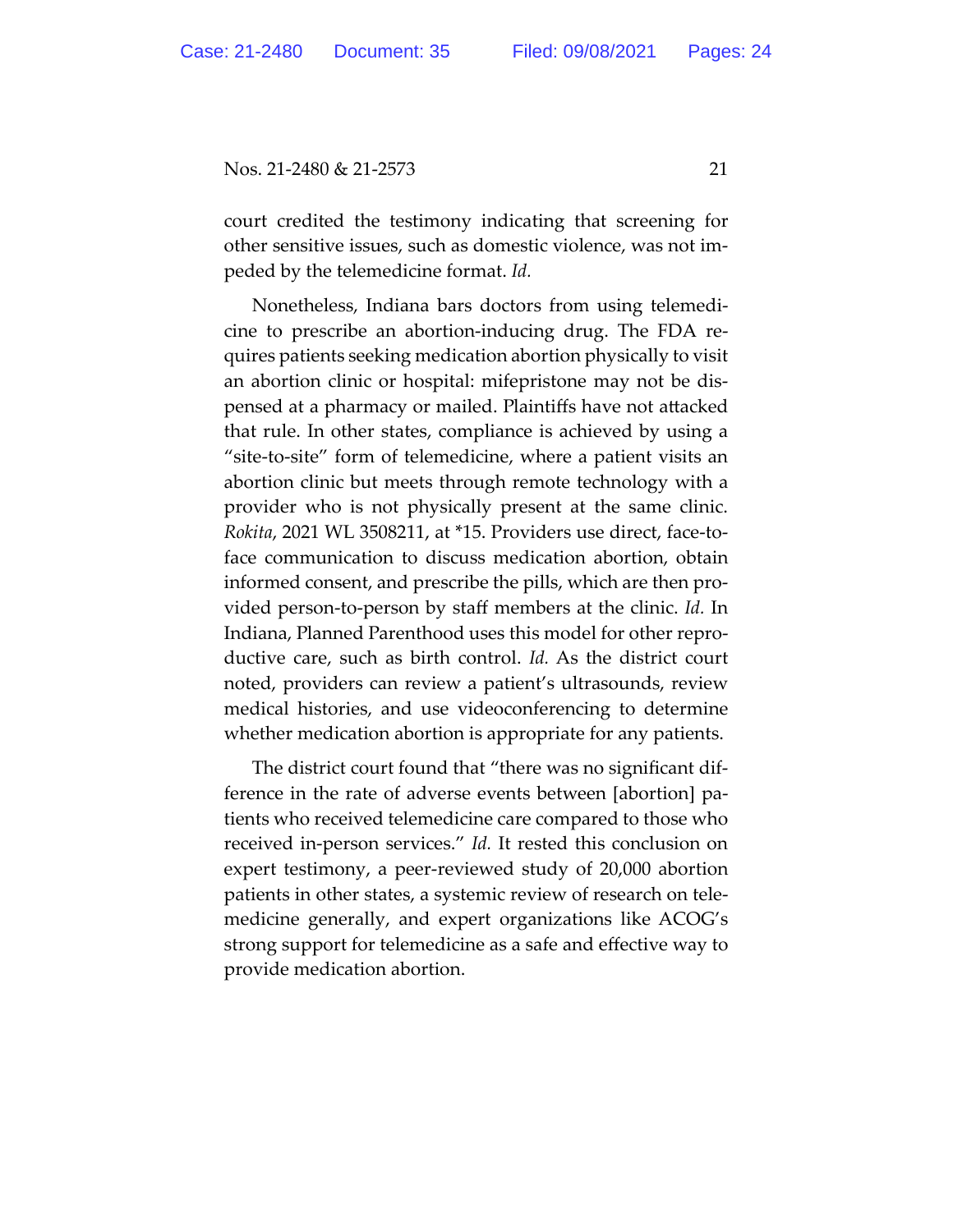court credited the testimony indicating that screening for other sensitive issues, such as domestic violence, was not impeded by the telemedicine format. *Id.*

Nonetheless, Indiana bars doctors from using telemedicine to prescribe an abortion-inducing drug. The FDA requires patients seeking medication abortion physically to visit an abortion clinic or hospital: mifepristone may not be dispensed at a pharmacy or mailed. Plaintiffs have not attacked that rule. In other states, compliance is achieved by using a "site-to-site" form of telemedicine, where a patient visits an abortion clinic but meets through remote technology with a provider who is not physically present at the same clinic. *Rokita*, 2021 WL 3508211, at *15. Providers use direct, face-to-face communication to discuss medication abortion, obtain informed consent, and prescribe the pills, which are then provided person-to-person by staff members at the clinic. *Id.* In Indiana, Planned Parenthood uses this model for other reproductive care, such as birth control. *Id.* As the district court noted, providers can review a patient's ultrasounds, review medical histories, and use videoconferencing to determine whether medication abortion is appropriate for any patients.

The district court found that "there was no significant difference in the rate of adverse events between [abortion] patients who received telemedicine care compared to those who received in-person services." *Id.* It rested this conclusion on expert testimony, a peer-reviewed study of 20,000 abortion patients in other states, a systemic review of research on telemedicine generally, and expert organizations like ACOG's strong support for telemedicine as a safe and effective way to provide medication abortion.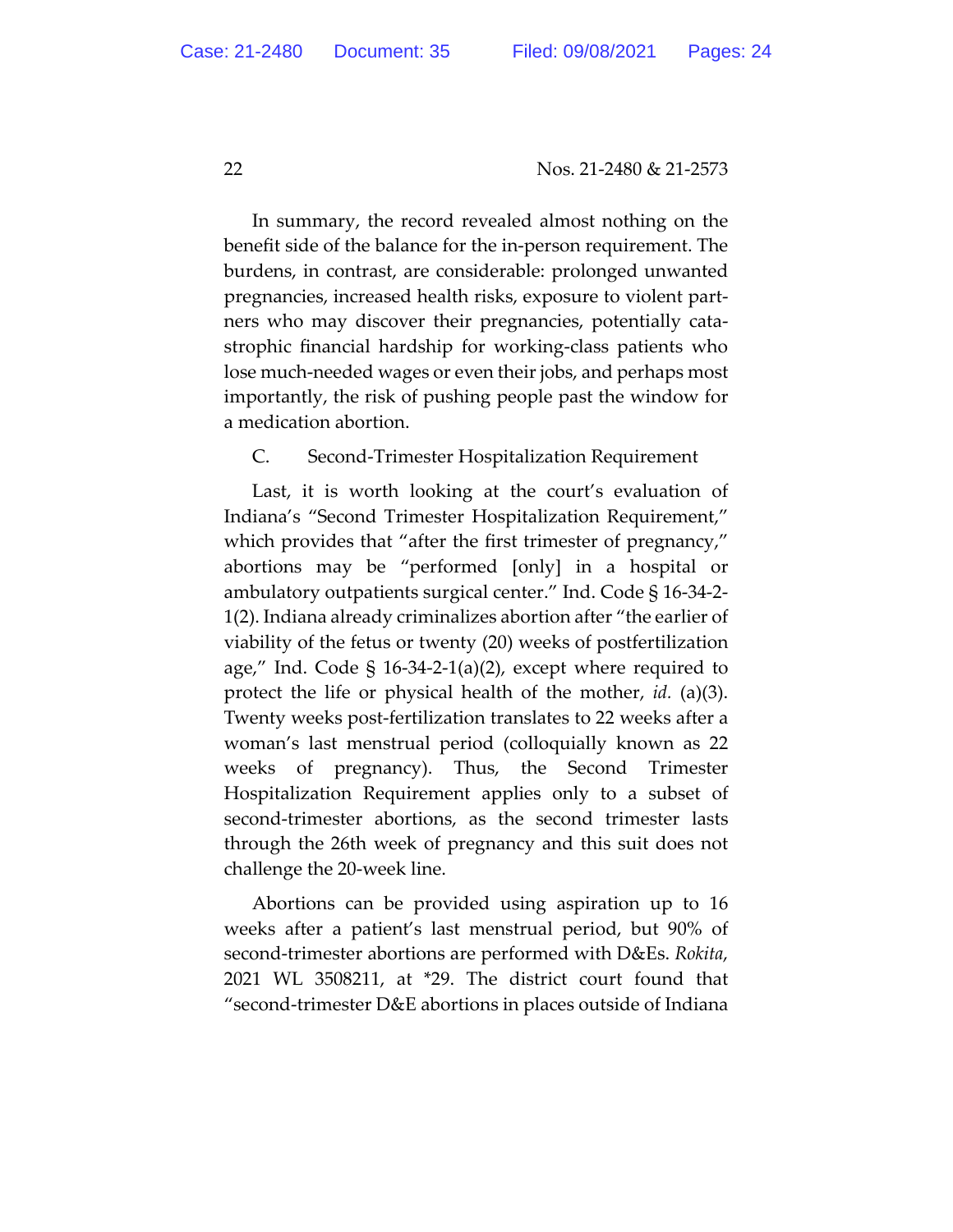In summary, the record revealed almost nothing on the benefit side of the balance for the in-person requirement. The burdens, in contrast, are considerable: prolonged unwanted pregnancies, increased health risks, exposure to violent partners who may discover their pregnancies, potentially catastrophic financial hardship for working-class patients who lose much-needed wages or even their jobs, and perhaps most importantly, the risk of pushing people past the window for a medication abortion.

C. Second-Trimester Hospitalization Requirement

Last, it is worth looking at the court's evaluation of Indiana's "Second Trimester Hospitalization Requirement," which provides that "after the first trimester of pregnancy," abortions may be "performed [only] in a hospital or ambulatory outpatients surgical center." Ind. Code § 16-34-2-1(2). Indiana already criminalizes abortion after "the earlier of viability of the fetus or twenty (20) weeks of postfertilization age," Ind. Code § 16-34-2-1(a)(2), except where required to protect the life or physical health of the mother, *id.* (a)(3). Twenty weeks post-fertilization translates to 22 weeks after a woman's last menstrual period (colloquially known as 22 weeks of pregnancy). Thus, the Second Trimester Hospitalization Requirement applies only to a subset of second-trimester abortions, as the second trimester lasts through the 26th week of pregnancy and this suit does not challenge the 20-week line.

Abortions can be provided using aspiration up to 16 weeks after a patient's last menstrual period, but 90% of second-trimester abortions are performed with D&Es. *Rokita*, 2021 WL 3508211, at *29. The district court found that "second-trimester D&E abortions in places outside of Indiana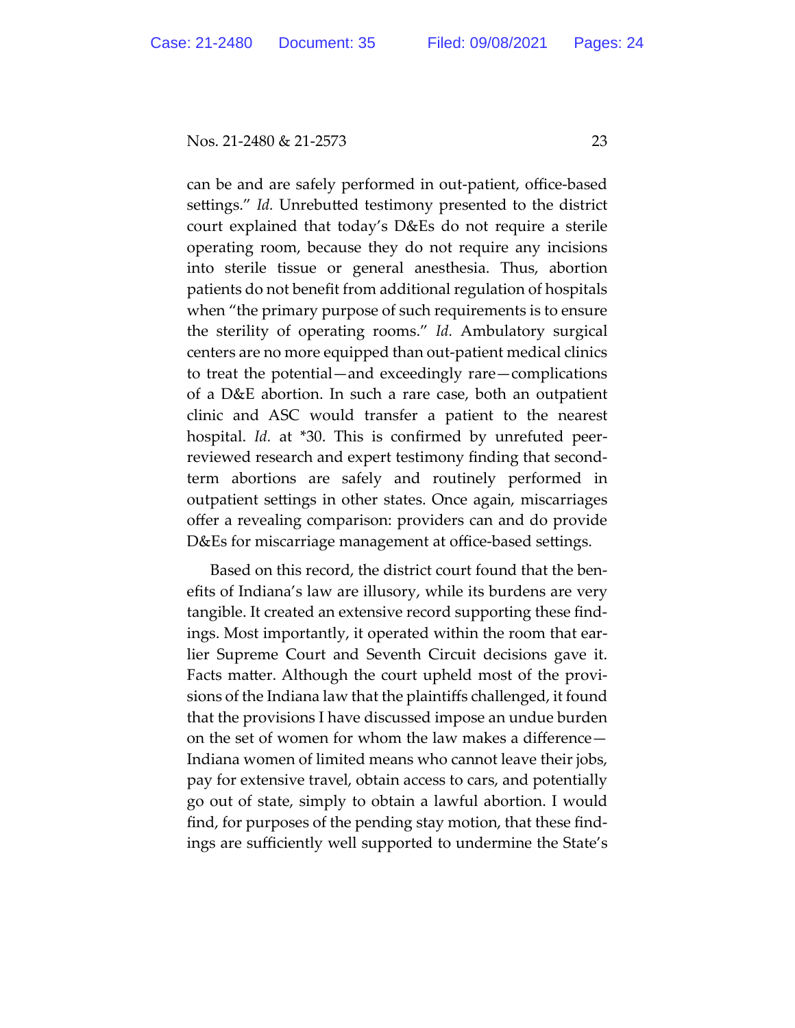can be and are safely performed in out-patient, office-based settings." *Id.* Unrebutted testimony presented to the district court explained that today's D&Es do not require a sterile operating room, because they do not require any incisions into sterile tissue or general anesthesia. Thus, abortion patients do not benefit from additional regulation of hospitals when "the primary purpose of such requirements is to ensure the sterility of operating rooms." *Id.* Ambulatory surgical centers are no more equipped than out-patient medical clinics to treat the potential—and exceedingly rare—complications of a D&E abortion. In such a rare case, both an outpatient clinic and ASC would transfer a patient to the nearest hospital. *Id.* at *30. This is confirmed by unrefuted peer-reviewed research and expert testimony finding that second-term abortions are safely and routinely performed in outpatient settings in other states. Once again, miscarriages offer a revealing comparison: providers can and do provide D&Es for miscarriage management at office-based settings.

Based on this record, the district court found that the benefits of Indiana's law are illusory, while its burdens are very tangible. It created an extensive record supporting these findings. Most importantly, it operated within the room that earlier Supreme Court and Seventh Circuit decisions gave it. Facts matter. Although the court upheld most of the provisions of the Indiana law that the plaintiffs challenged, it found that the provisions I have discussed impose an undue burden on the set of women for whom the law makes a difference—Indiana women of limited means who cannot leave their jobs, pay for extensive travel, obtain access to cars, and potentially go out of state, simply to obtain a lawful abortion. I would find, for purposes of the pending stay motion, that these findings are sufficiently well supported to undermine the State's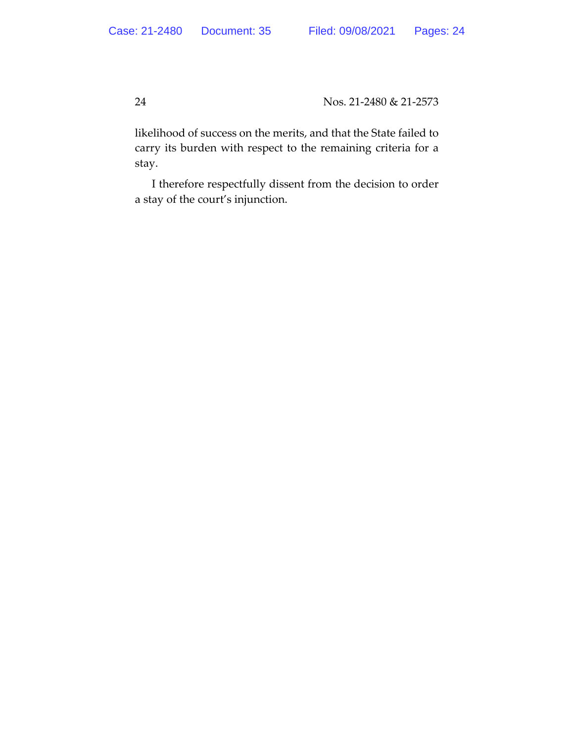likelihood of success on the merits, and that the State failed to carry its burden with respect to the remaining criteria for a stay.

I therefore respectfully dissent from the decision to order a stay of the court's injunction.